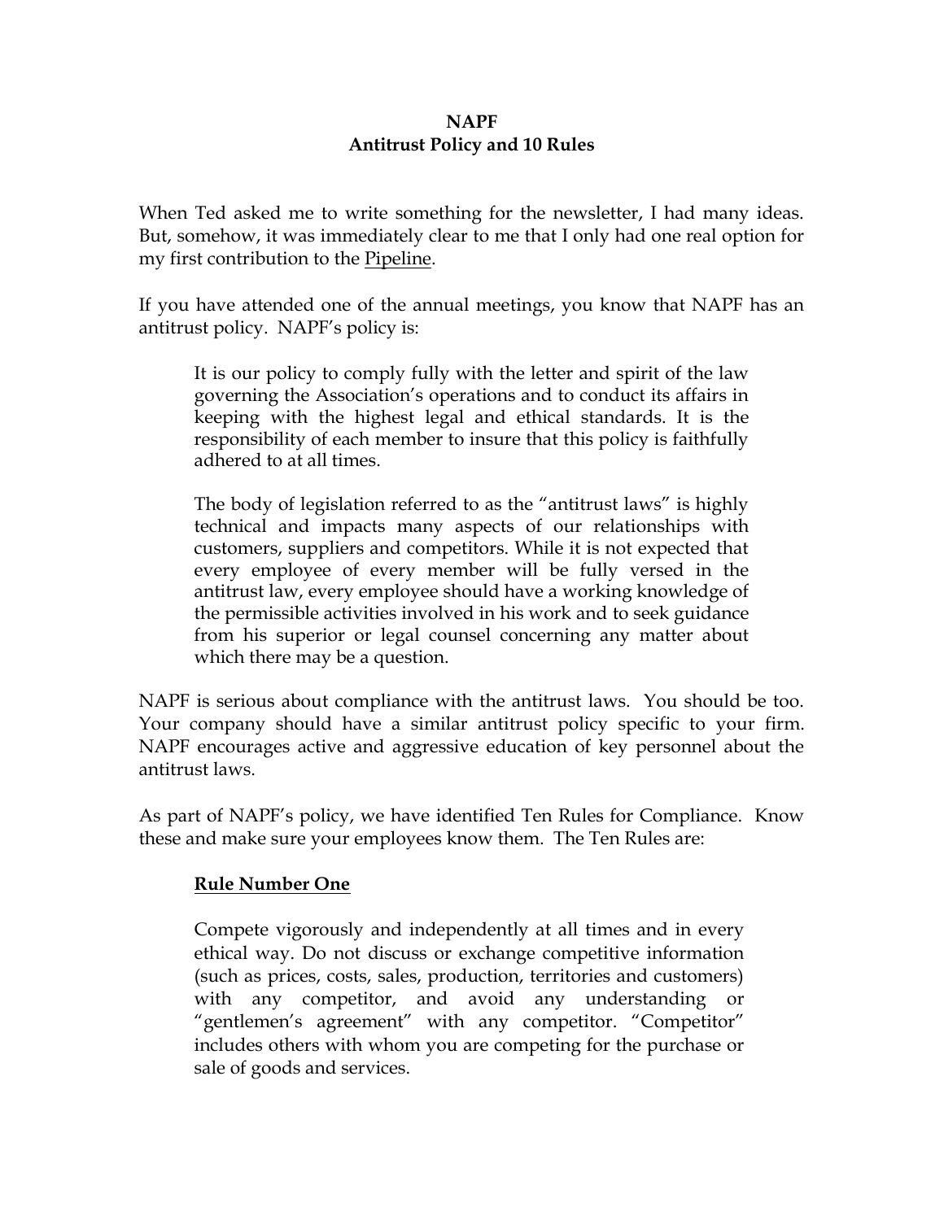# NAPF
## Antitrust Policy and 10 Rules

When Ted asked me to write something for the newsletter, I had many ideas. But, somehow, it was immediately clear to me that I only had one real option for my first contribution to the <u>Pipeline</u>.

If you have attended one of the annual meetings, you know that NAPF has an antitrust policy. NAPF's policy is:

> It is our policy to comply fully with the letter and spirit of the law governing the Association's operations and to conduct its affairs in keeping with the highest legal and ethical standards. It is the responsibility of each member to insure that this policy is faithfully adhered to at all times.
>
> The body of legislation referred to as the "antitrust laws" is highly technical and impacts many aspects of our relationships with customers, suppliers and competitors. While it is not expected that every employee of every member will be fully versed in the antitrust law, every employee should have a working knowledge of the permissible activities involved in his work and to seek guidance from his superior or legal counsel concerning any matter about which there may be a question.

NAPF is serious about compliance with the antitrust laws. You should be too. Your company should have a similar antitrust policy specific to your firm. NAPF encourages active and aggressive education of key personnel about the antitrust laws.

As part of NAPF's policy, we have identified Ten Rules for Compliance. Know these and make sure your employees know them. The Ten Rules are:

> **<u>Rule Number One</u>**
>
> Compete vigorously and independently at all times and in every ethical way. Do not discuss or exchange competitive information (such as prices, costs, sales, production, territories and customers) with any competitor, and avoid any understanding or "gentlemen's agreement" with any competitor. "Competitor" includes others with whom you are competing for the purchase or sale of goods and services.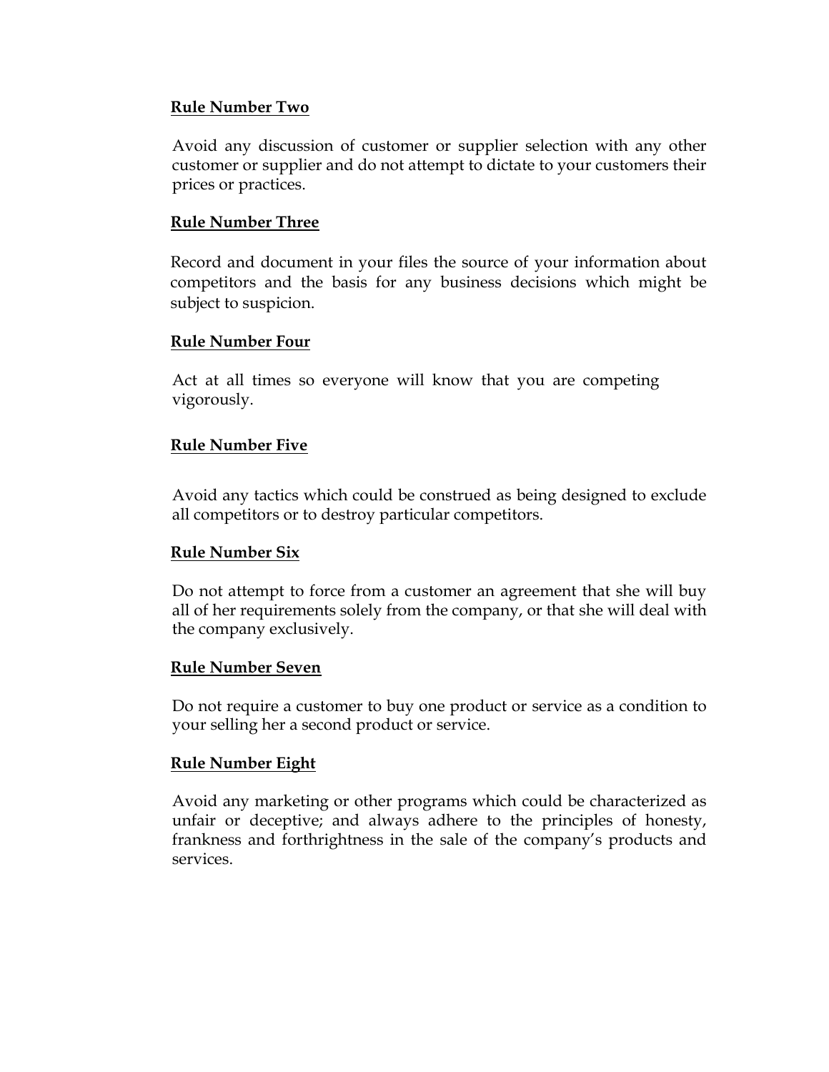**Rule Number Two**

Avoid any discussion of customer or supplier selection with any other customer or supplier and do not attempt to dictate to your customers their prices or practices.

**Rule Number Three**

Record and document in your files the source of your information about competitors and the basis for any business decisions which might be subject to suspicion.

**Rule Number Four**

Act at all times so everyone will know that you are competing vigorously.

**Rule Number Five**

Avoid any tactics which could be construed as being designed to exclude all competitors or to destroy particular competitors.

**Rule Number Six**

Do not attempt to force from a customer an agreement that she will buy all of her requirements solely from the company, or that she will deal with the company exclusively.

**Rule Number Seven**

Do not require a customer to buy one product or service as a condition to your selling her a second product or service.

**Rule Number Eight**

Avoid any marketing or other programs which could be characterized as unfair or deceptive; and always adhere to the principles of honesty, frankness and forthrightness in the sale of the company's products and services.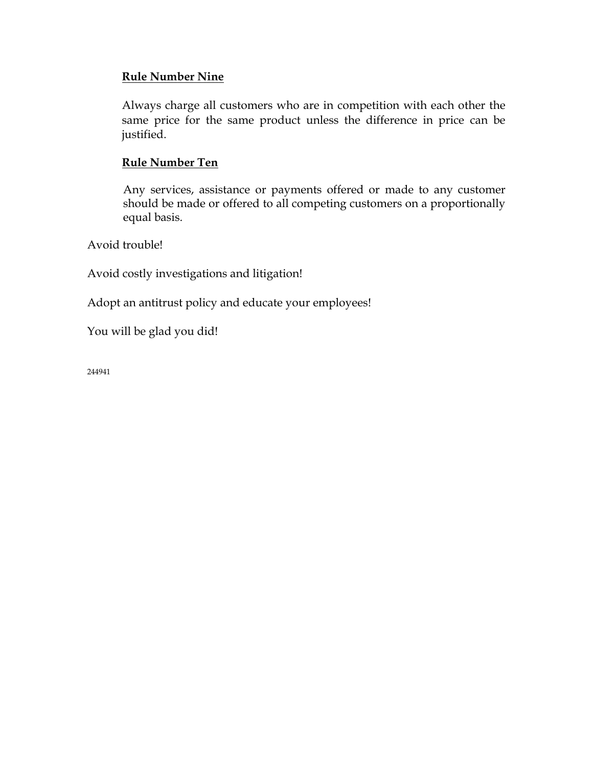**Rule Number Nine**

Always charge all customers who are in competition with each other the same price for the same product unless the difference in price can be justified.

**Rule Number Ten**

Any services, assistance or payments offered or made to any customer should be made or offered to all competing customers on a proportionally equal basis.

Avoid trouble!

Avoid costly investigations and litigation!

Adopt an antitrust policy and educate your employees!

You will be glad you did!

244941